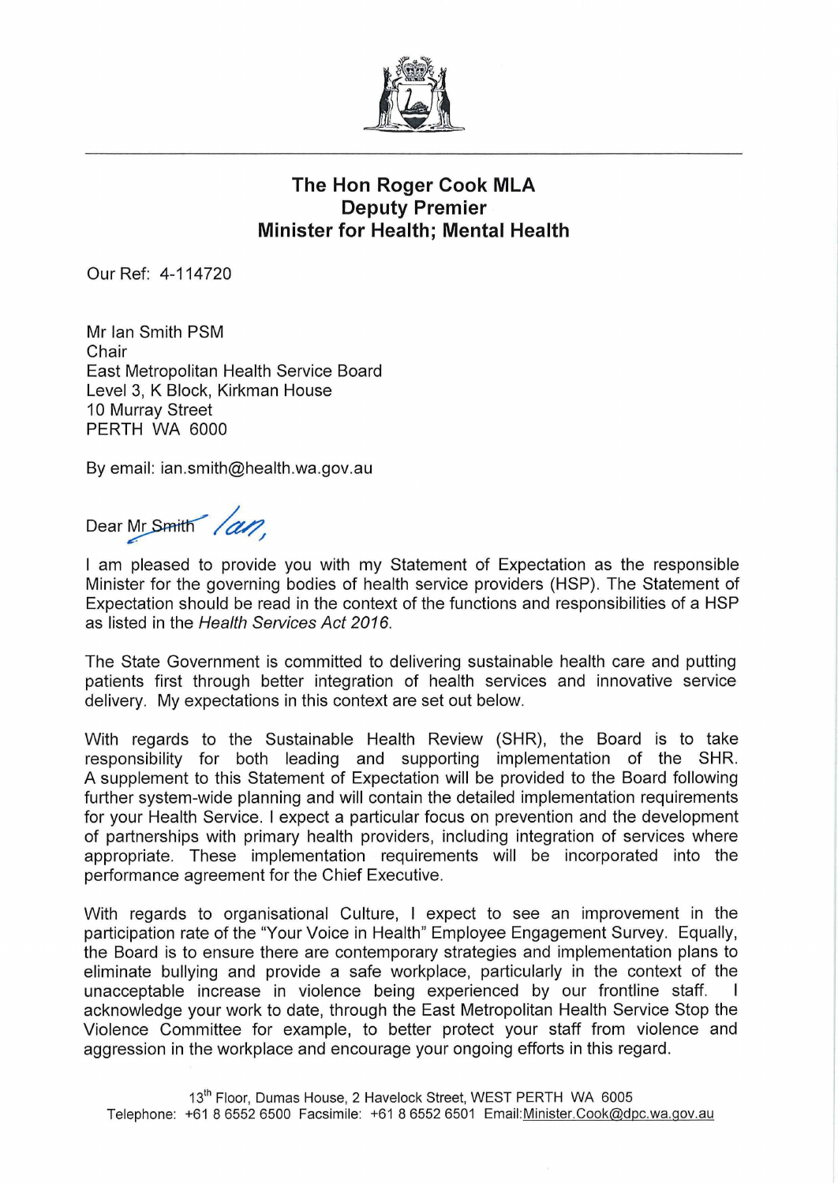**The Hon Roger Cook MLA**
**Deputy Premier**
**Minister for Health; Mental Health**

Our Ref: 4-114720

Mr Ian Smith PSM
Chair
East Metropolitan Health Service Board
Level 3, K Block, Kirkman House
10 Murray Street
PERTH WA 6000

By email: ian.smith@health.wa.gov.au

Dear ~~Mr Smith~~ Ian,

I am pleased to provide you with my Statement of Expectation as the responsible Minister for the governing bodies of health service providers (HSP). The Statement of Expectation should be read in the context of the functions and responsibilities of a HSP as listed in the *Health Services Act 2016*.

The State Government is committed to delivering sustainable health care and putting patients first through better integration of health services and innovative service delivery. My expectations in this context are set out below.

With regards to the Sustainable Health Review (SHR), the Board is to take responsibility for both leading and supporting implementation of the SHR. A supplement to this Statement of Expectation will be provided to the Board following further system-wide planning and will contain the detailed implementation requirements for your Health Service. I expect a particular focus on prevention and the development of partnerships with primary health providers, including integration of services where appropriate. These implementation requirements will be incorporated into the performance agreement for the Chief Executive.

With regards to organisational Culture, I expect to see an improvement in the participation rate of the "Your Voice in Health" Employee Engagement Survey. Equally, the Board is to ensure there are contemporary strategies and implementation plans to eliminate bullying and provide a safe workplace, particularly in the context of the unacceptable increase in violence being experienced by our frontline staff. I acknowledge your work to date, through the East Metropolitan Health Service Stop the Violence Committee for example, to better protect your staff from violence and aggression in the workplace and encourage your ongoing efforts in this regard.

13th Floor, Dumas House, 2 Havelock Street, WEST PERTH WA 6005
Telephone: +61 8 6552 6500 Facsimile: +61 8 6552 6501 Email: Minister.Cook@dpc.wa.gov.au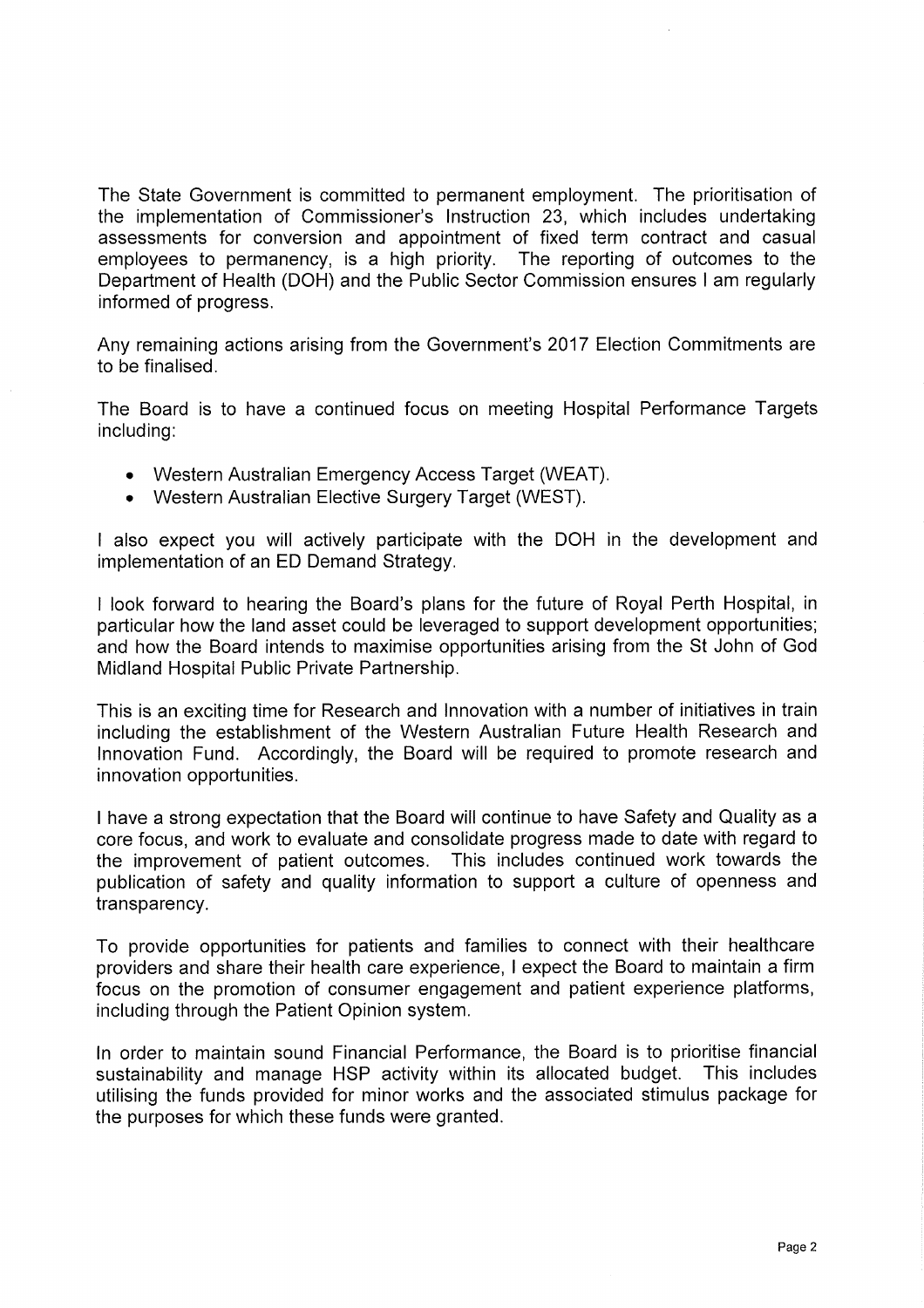The State Government is committed to permanent employment. The prioritisation of the implementation of Commissioner's Instruction 23, which includes undertaking assessments for conversion and appointment of fixed term contract and casual employees to permanency, is a high priority. The reporting of outcomes to the Department of Health (DOH) and the Public Sector Commission ensures I am regularly informed of progress.

Any remaining actions arising from the Government's 2017 Election Commitments are to be finalised.

The Board is to have a continued focus on meeting Hospital Performance Targets including:

- Western Australian Emergency Access Target (WEAT).
- Western Australian Elective Surgery Target (WEST).

I also expect you will actively participate with the DOH in the development and implementation of an ED Demand Strategy.

I look forward to hearing the Board's plans for the future of Royal Perth Hospital, in particular how the land asset could be leveraged to support development opportunities; and how the Board intends to maximise opportunities arising from the St John of God Midland Hospital Public Private Partnership.

This is an exciting time for Research and Innovation with a number of initiatives in train including the establishment of the Western Australian Future Health Research and Innovation Fund. Accordingly, the Board will be required to promote research and innovation opportunities.

I have a strong expectation that the Board will continue to have Safety and Quality as a core focus, and work to evaluate and consolidate progress made to date with regard to the improvement of patient outcomes. This includes continued work towards the publication of safety and quality information to support a culture of openness and transparency.

To provide opportunities for patients and families to connect with their healthcare providers and share their health care experience, I expect the Board to maintain a firm focus on the promotion of consumer engagement and patient experience platforms, including through the Patient Opinion system.

In order to maintain sound Financial Performance, the Board is to prioritise financial sustainability and manage HSP activity within its allocated budget. This includes utilising the funds provided for minor works and the associated stimulus package for the purposes for which these funds were granted.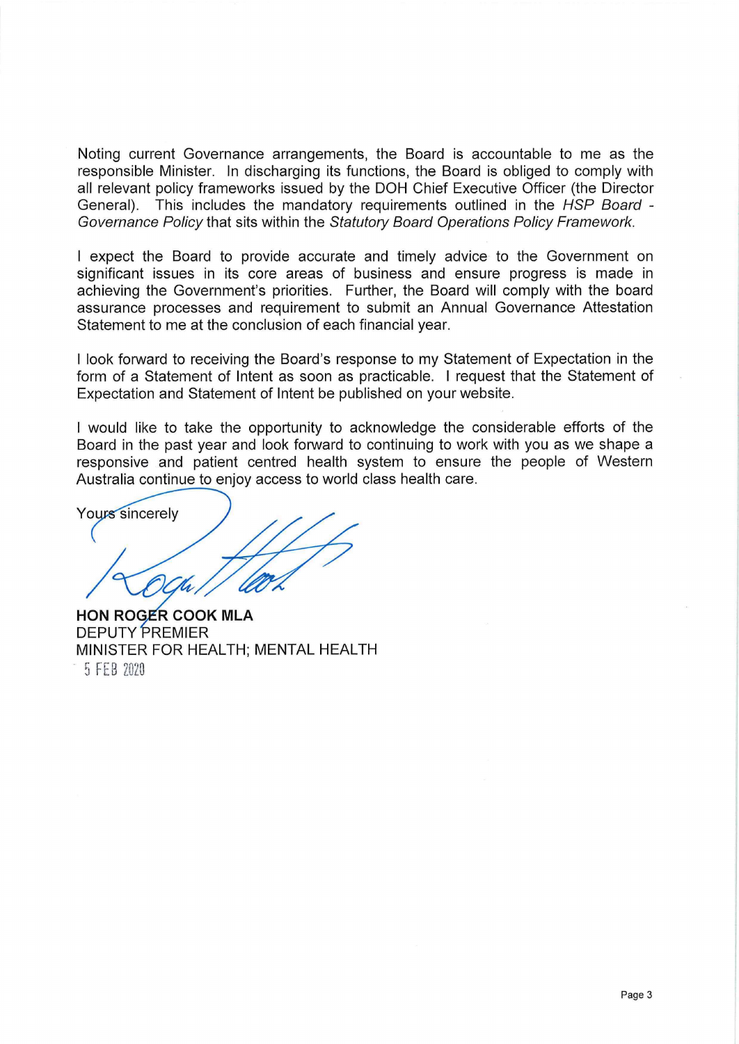Noting current Governance arrangements, the Board is accountable to me as the responsible Minister. In discharging its functions, the Board is obliged to comply with all relevant policy frameworks issued by the DOH Chief Executive Officer (the Director General). This includes the mandatory requirements outlined in the *HSP Board - Governance Policy* that sits within the *Statutory Board Operations Policy Framework*.

I expect the Board to provide accurate and timely advice to the Government on significant issues in its core areas of business and ensure progress is made in achieving the Government's priorities. Further, the Board will comply with the board assurance processes and requirement to submit an Annual Governance Attestation Statement to me at the conclusion of each financial year.

I look forward to receiving the Board's response to my Statement of Expectation in the form of a Statement of Intent as soon as practicable. I request that the Statement of Expectation and Statement of Intent be published on your website.

I would like to take the opportunity to acknowledge the considerable efforts of the Board in the past year and look forward to continuing to work with you as we shape a responsive and patient centred health system to ensure the people of Western Australia continue to enjoy access to world class health care.

Yours sincerely

**HON ROGER COOK MLA**
DEPUTY PREMIER
MINISTER FOR HEALTH; MENTAL HEALTH
5 FEB 2020